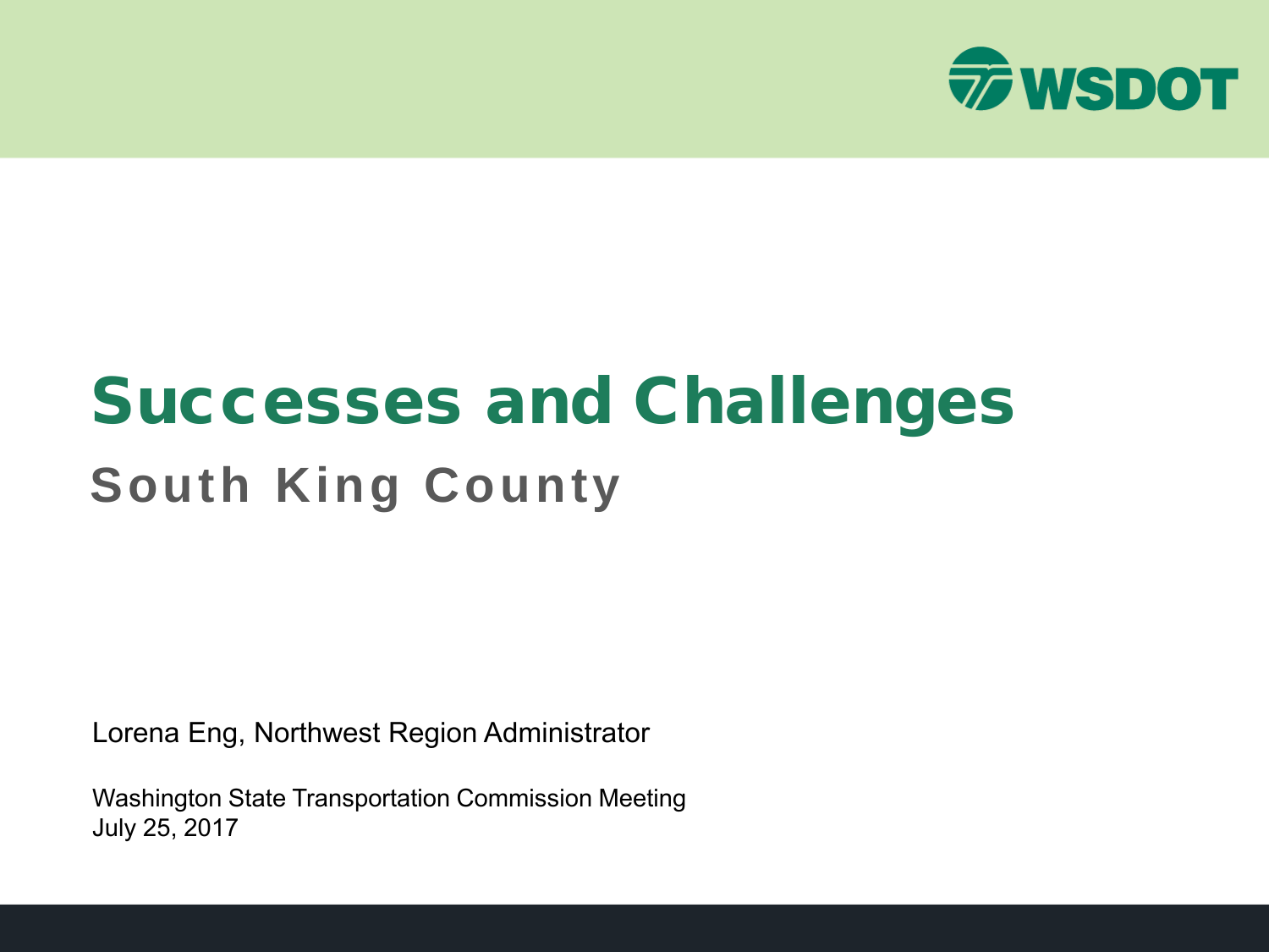WSDOT

# Successes and Challenges

## South King County

Lorena Eng, Northwest Region Administrator

Washington State Transportation Commission Meeting
July 25, 2017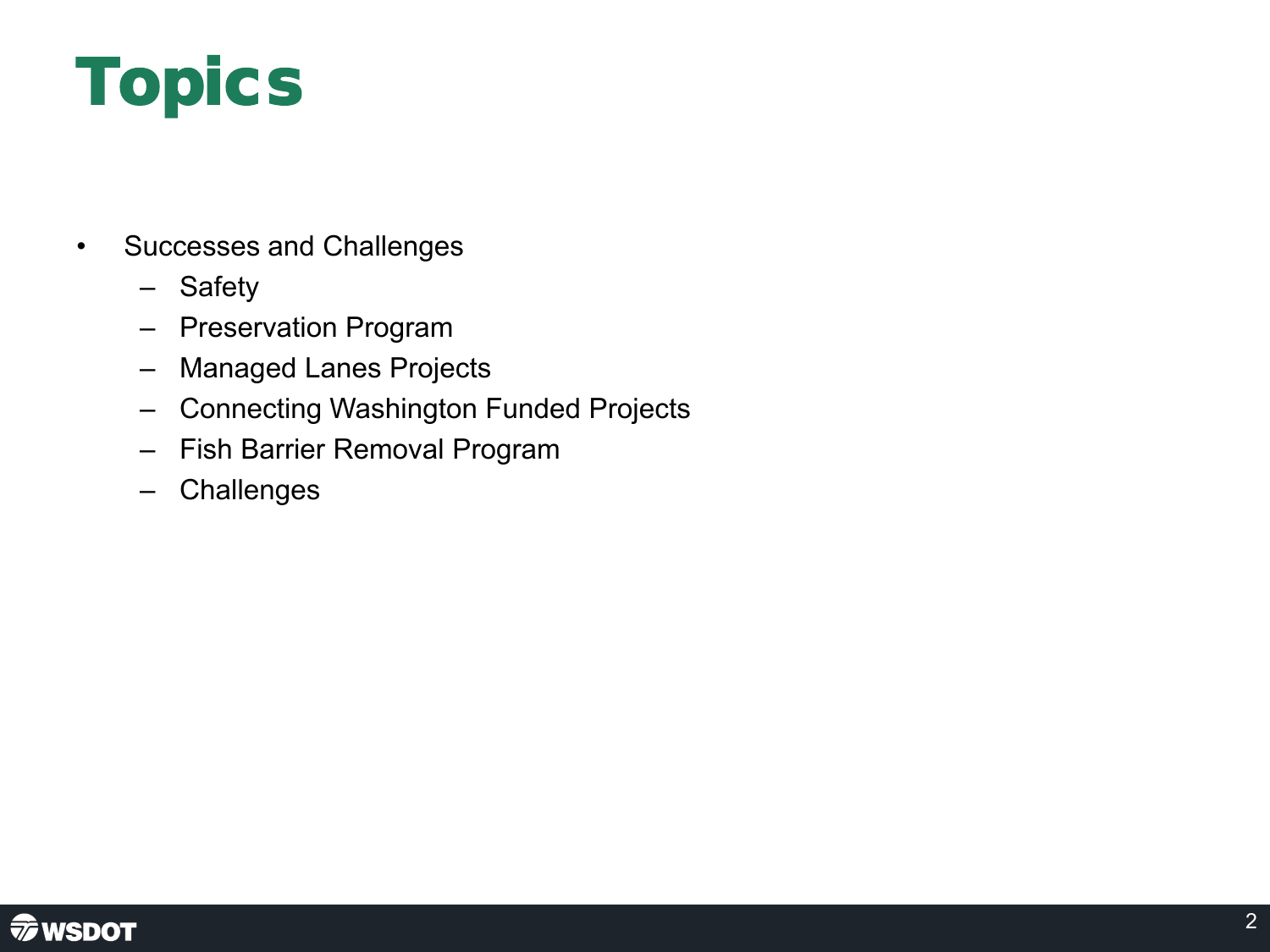# Topics

- Successes and Challenges
  - Safety
  - Preservation Program
  - Managed Lanes Projects
  - Connecting Washington Funded Projects
  - Fish Barrier Removal Program
  - Challenges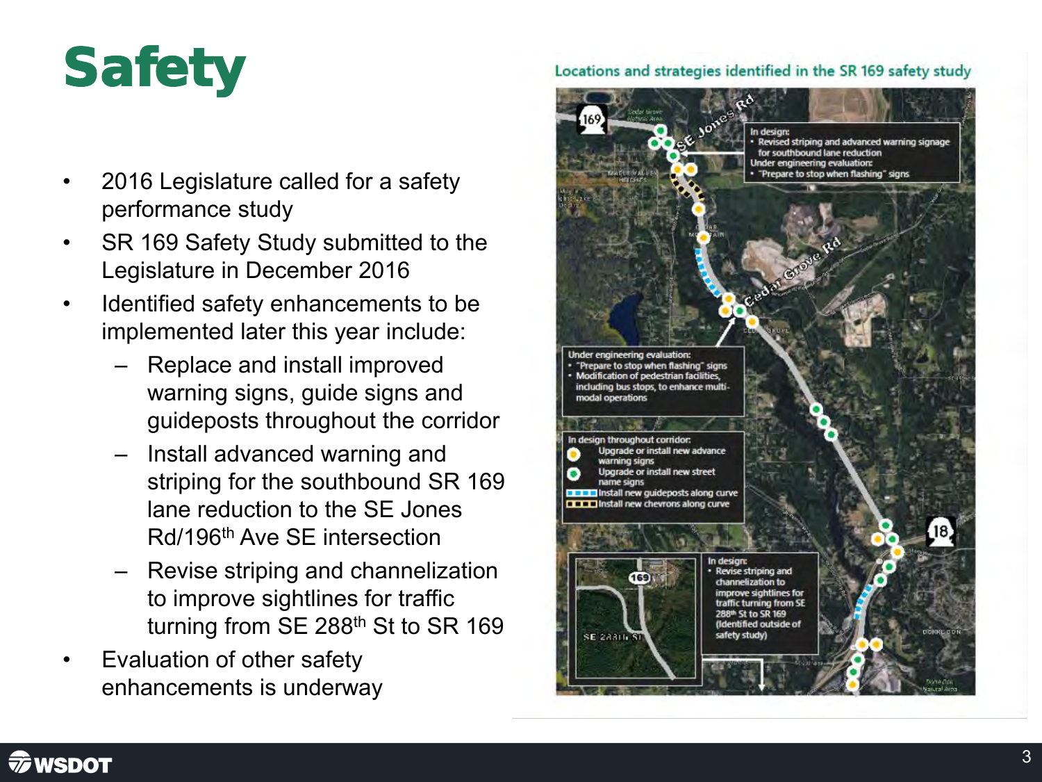# Safety

- 2016 Legislature called for a safety performance study
- SR 169 Safety Study submitted to the Legislature in December 2016
- Identified safety enhancements to be implemented later this year include:
  - Replace and install improved warning signs, guide signs and guideposts throughout the corridor
  - Install advanced warning and striping for the southbound SR 169 lane reduction to the SE Jones Rd/196th Ave SE intersection
  - Revise striping and channelization to improve sightlines for traffic turning from SE 288th St to SR 169
- Evaluation of other safety enhancements is underway

Locations and strategies identified in the SR 169 safety study

In design:
- Revised striping and advanced warning signage for southbound lane reduction

Under engineering evaluation:
- "Prepare to stop when flashing" signs

Under engineering evaluation:
- "Prepare to stop when flashing" signs
- Modification of pedestrian facilities, including bus stops, to enhance multi-modal operations

In design throughout corridor:
- Upgrade or install new advance warning signs
- Upgrade or install new street name signs
- Install new guideposts along curve
- Install new chevrons along curve

In design:
- Revise striping and channelization to improve sightlines for traffic turning from SE 288th St to SR 169 (Identified outside of safety study)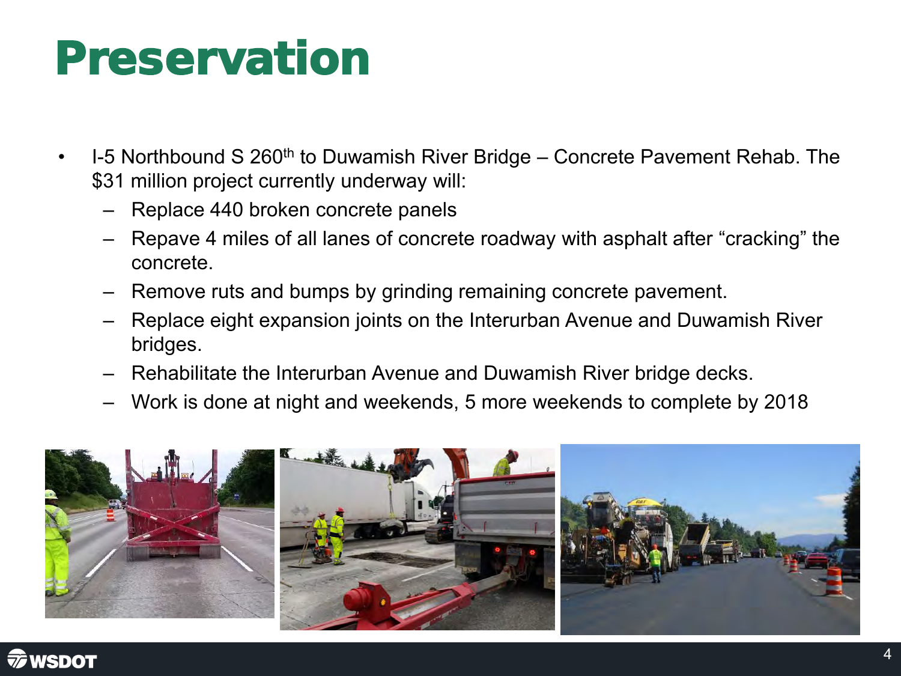# Preservation

- I-5 Northbound S 260th to Duwamish River Bridge – Concrete Pavement Rehab. The $31 million project currently underway will:
  - Replace 440 broken concrete panels
  - Repave 4 miles of all lanes of concrete roadway with asphalt after "cracking" the concrete.
  - Remove ruts and bumps by grinding remaining concrete pavement.
  - Replace eight expansion joints on the Interurban Avenue and Duwamish River bridges.
  - Rehabilitate the Interurban Avenue and Duwamish River bridge decks.
  - Work is done at night and weekends, 5 more weekends to complete by 2018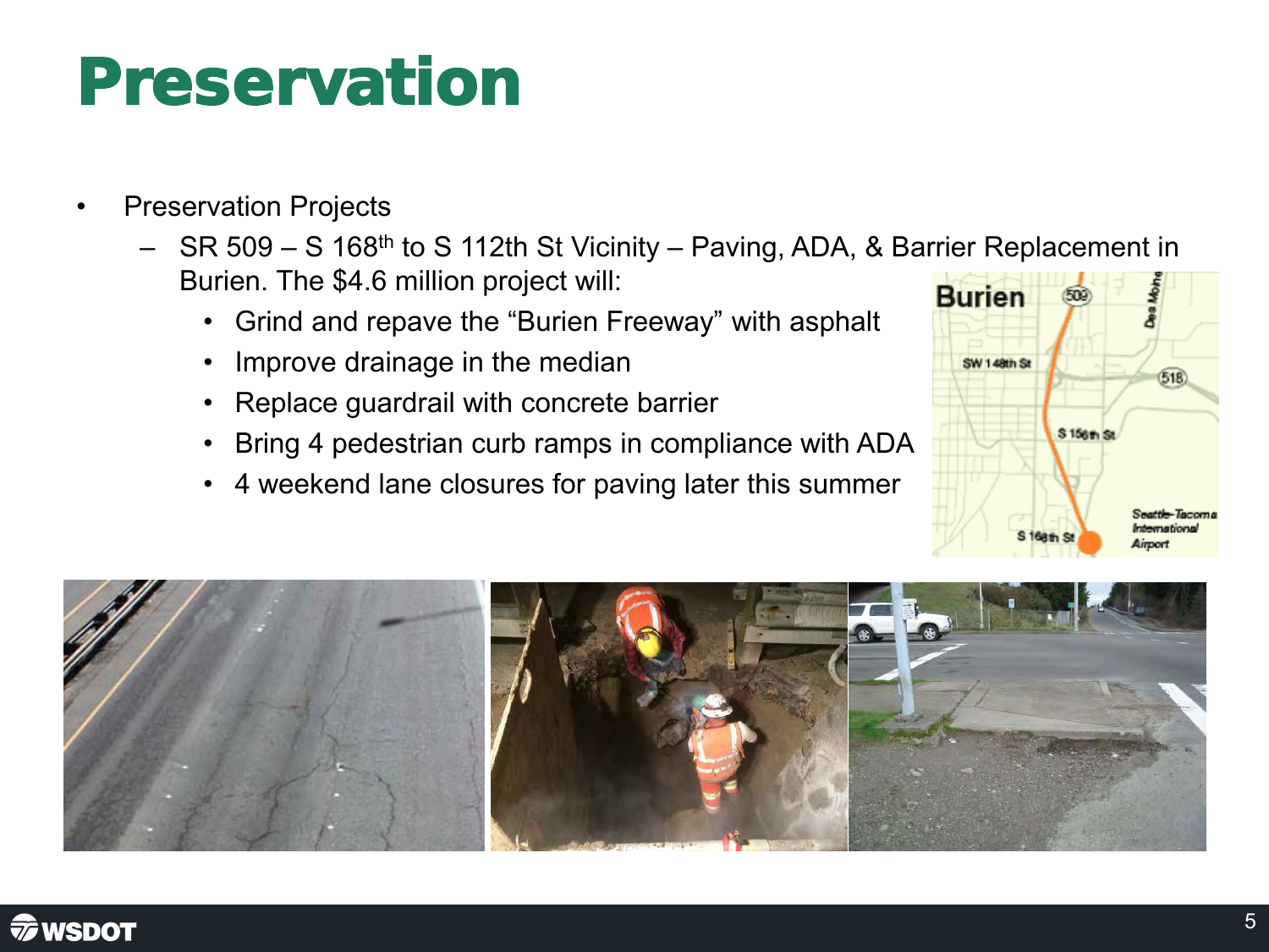# Preservation

- Preservation Projects
  - SR 509 – S 168th to S 112th St Vicinity – Paving, ADA, & Barrier Replacement in Burien. The $4.6 million project will:
    - Grind and repave the "Burien Freeway" with asphalt
    - Improve drainage in the median
    - Replace guardrail with concrete barrier
    - Bring 4 pedestrian curb ramps in compliance with ADA
    - 4 weekend lane closures for paving later this summer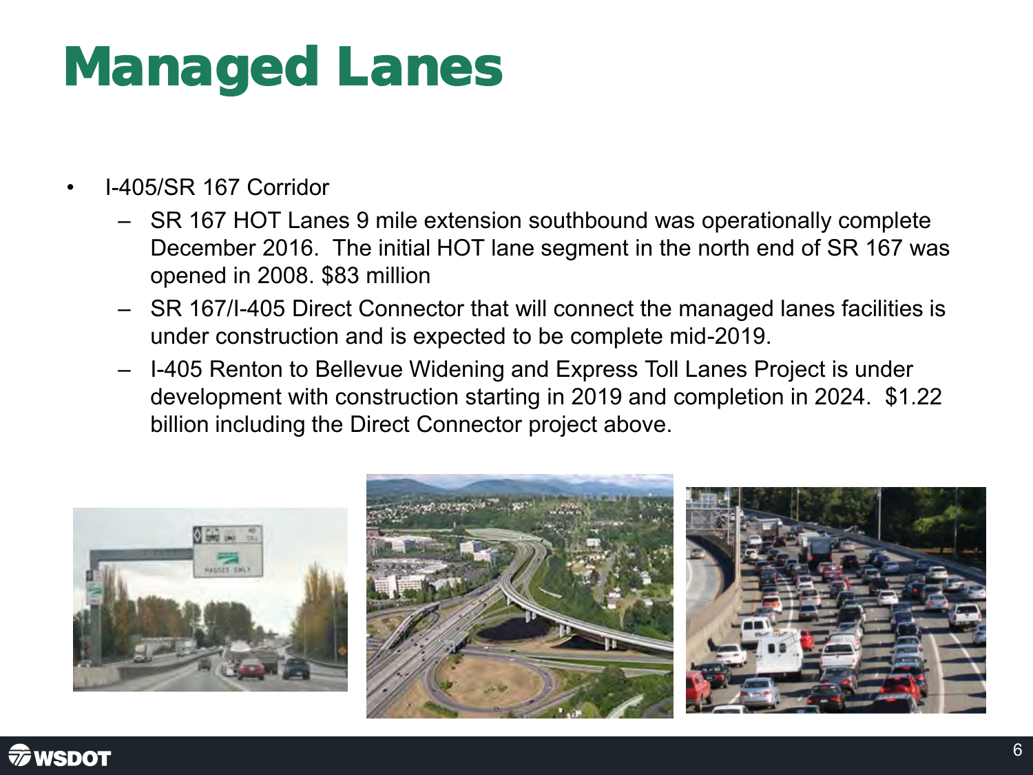# Managed Lanes

- I-405/SR 167 Corridor
  - SR 167 HOT Lanes 9 mile extension southbound was operationally complete December 2016. The initial HOT lane segment in the north end of SR 167 was opened in 2008. $83 million
  - SR 167/I-405 Direct Connector that will connect the managed lanes facilities is under construction and is expected to be complete mid-2019.
  - I-405 Renton to Bellevue Widening and Express Toll Lanes Project is under development with construction starting in 2019 and completion in 2024. $1.22 billion including the Direct Connector project above.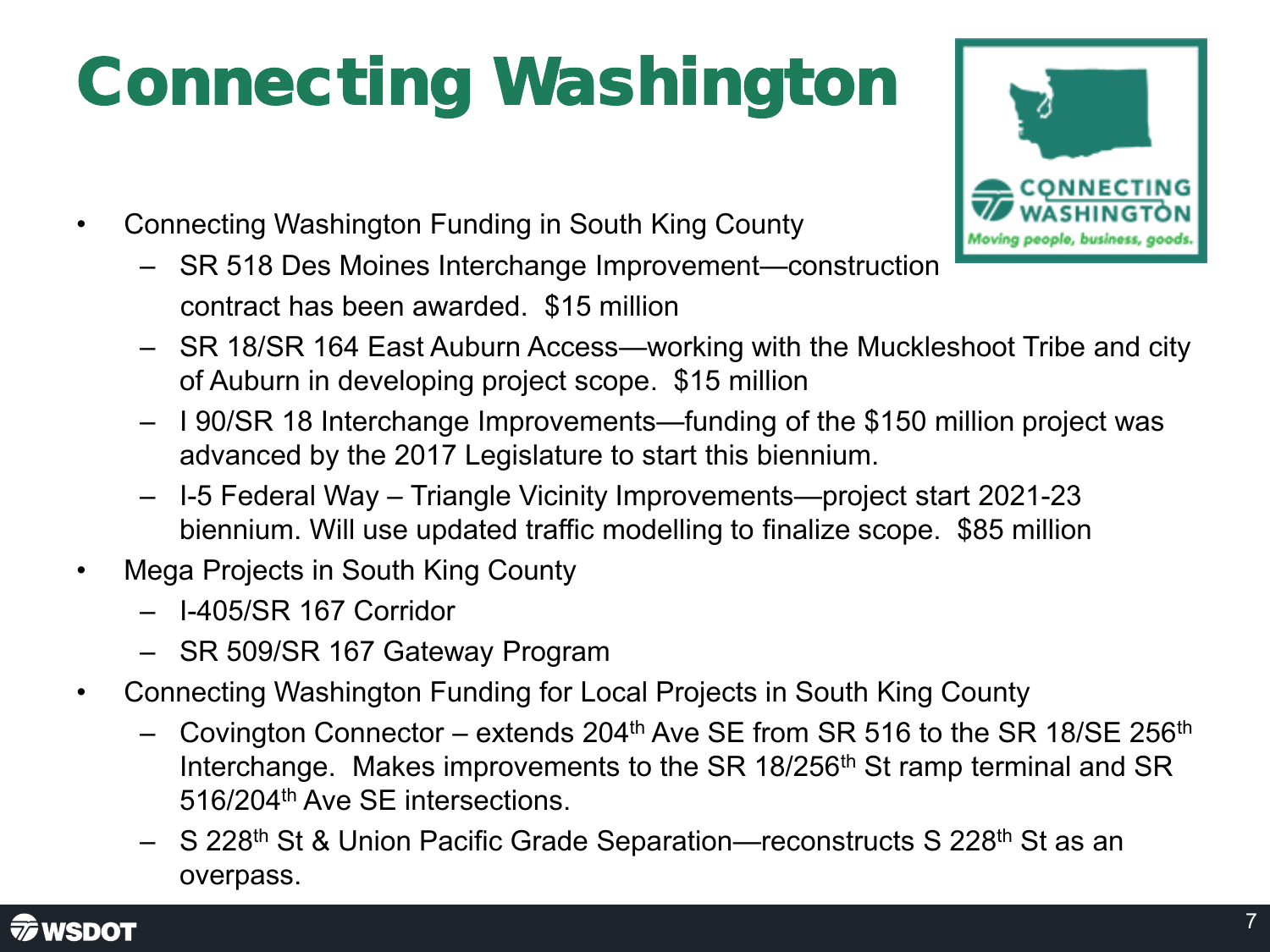# Connecting Washington

- Connecting Washington Funding in South King County
  - SR 518 Des Moines Interchange Improvement—construction contract has been awarded. $15 million
  - SR 18/SR 164 East Auburn Access—working with the Muckleshoot Tribe and city of Auburn in developing project scope. $15 million
  - I 90/SR 18 Interchange Improvements—funding of the $150 million project was advanced by the 2017 Legislature to start this biennium.
  - I-5 Federal Way – Triangle Vicinity Improvements—project start 2021-23 biennium. Will use updated traffic modelling to finalize scope. $85 million
- Mega Projects in South King County
  - I-405/SR 167 Corridor
  - SR 509/SR 167 Gateway Program
- Connecting Washington Funding for Local Projects in South King County
  - Covington Connector – extends 204th Ave SE from SR 516 to the SR 18/SE 256th Interchange. Makes improvements to the SR 18/256th St ramp terminal and SR 516/204th Ave SE intersections.
  - S 228th St & Union Pacific Grade Separation—reconstructs S 228th St as an overpass.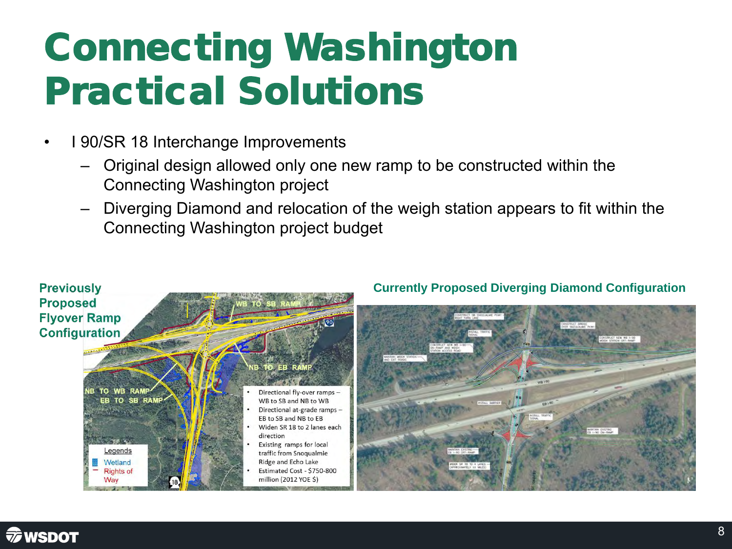# Connecting Washington Practical Solutions

- I 90/SR 18 Interchange Improvements
  - Original design allowed only one new ramp to be constructed within the Connecting Washington project
  - Diverging Diamond and relocation of the weigh station appears to fit within the Connecting Washington project budget

**Previously Proposed Flyover Ramp Configuration**

- Directional fly-over ramps – WB to SB and NB to WB
- Directional at-grade ramps – EB to SB and NB to EB
- Widen SR 18 to 2 lanes each direction
- Existing ramps for local traffic from Snoqualmie Ridge and Echo Lake
- Estimated Cost - $750-800 million (2012 YOE $)

**Currently Proposed Diverging Diamond Configuration**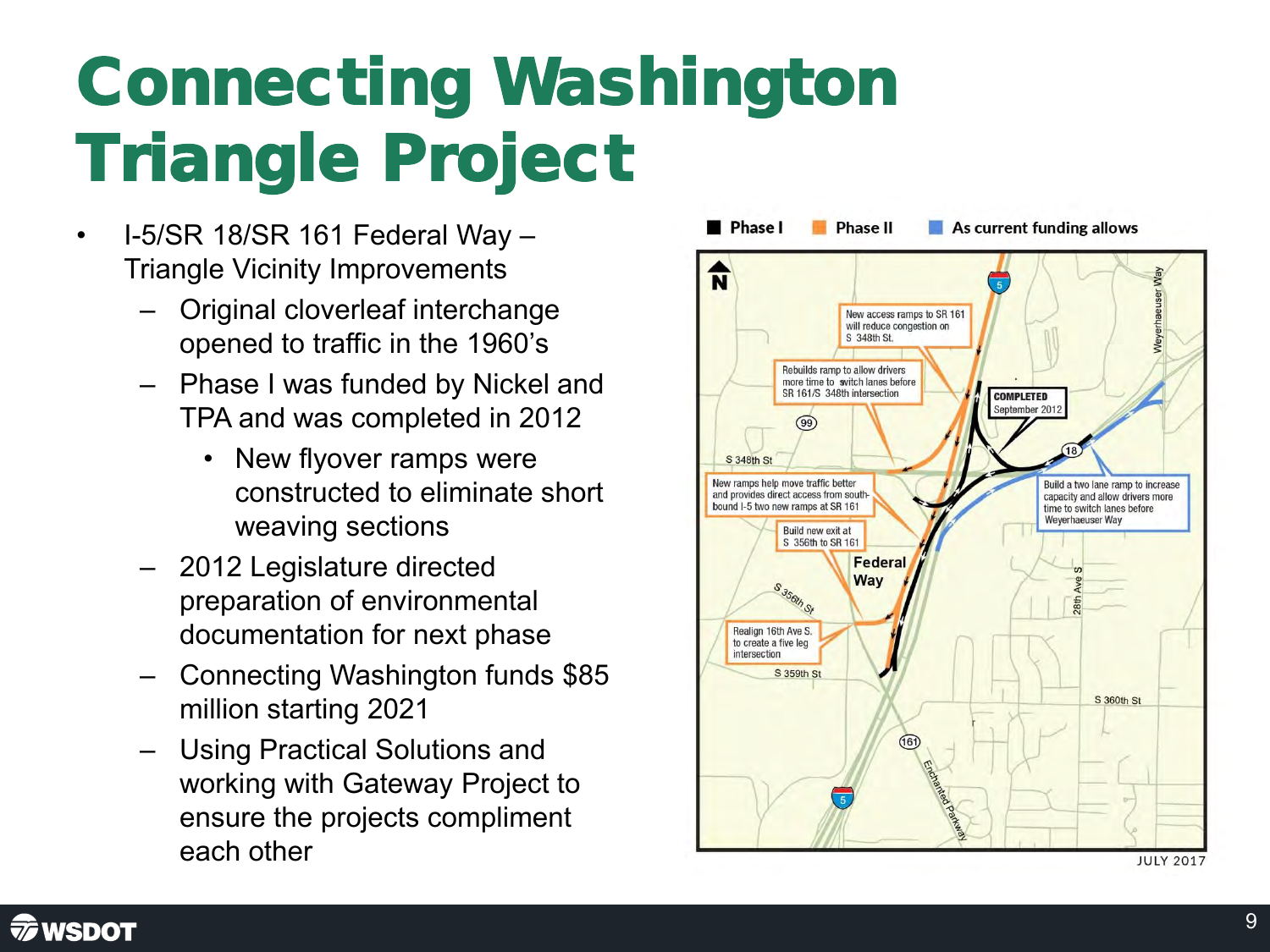# Connecting Washington Triangle Project

- I-5/SR 18/SR 161 Federal Way – Triangle Vicinity Improvements
  - Original cloverleaf interchange opened to traffic in the 1960's
  - Phase I was funded by Nickel and TPA and was completed in 2012
    - New flyover ramps were constructed to eliminate short weaving sections
  - 2012 Legislature directed preparation of environmental documentation for next phase
  - Connecting Washington funds $85 million starting 2021
  - Using Practical Solutions and working with Gateway Project to ensure the projects compliment each other

Phase I | Phase II | As current funding allows

New access ramps to SR 161 will reduce congestion on S 348th St.

Rebuilds ramp to allow drivers more time to switch lanes before SR 161/S 348th intersection

COMPLETED September 2012

New ramps help move traffic better and provides direct access from southbound I-5 two new ramps at SR 161

Build a two lane ramp to increase capacity and allow drivers more time to switch lanes before Weyerhaeuser Way

Build new exit at S 356th to SR 161

Realign 16th Ave S. to create a five leg intersection

Federal Way

S 348th St | S 356th St | S 359th St | S 360th St | 28th Ave S | Weyerhaeuser Way | Enchanted Parkway | 5 | 18 | 99 | 161

JULY 2017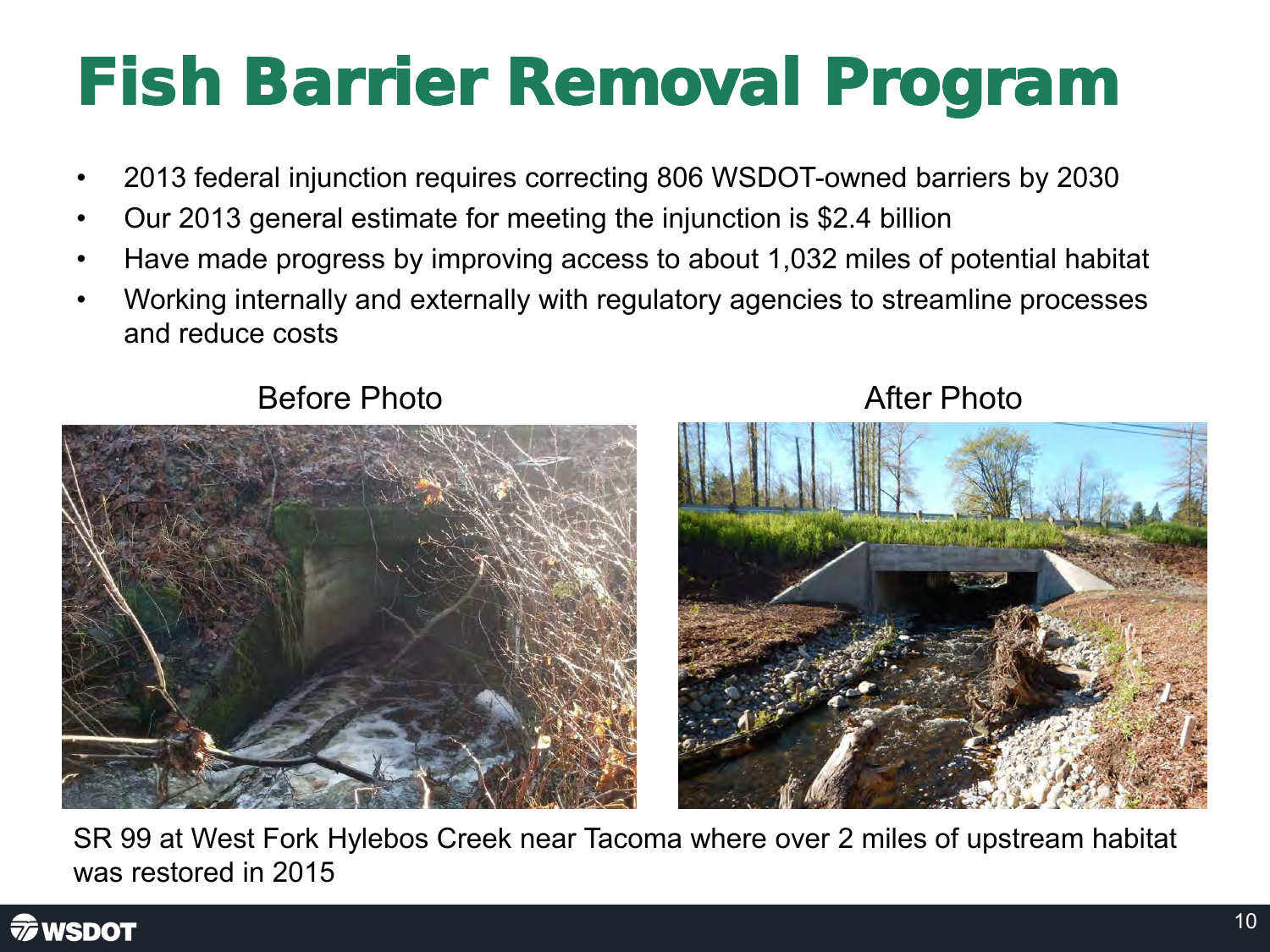# Fish Barrier Removal Program

- 2013 federal injunction requires correcting 806 WSDOT-owned barriers by 2030
- Our 2013 general estimate for meeting the injunction is $2.4 billion
- Have made progress by improving access to about 1,032 miles of potential habitat
- Working internally and externally with regulatory agencies to streamline processes and reduce costs

Before Photo

After Photo

SR 99 at West Fork Hylebos Creek near Tacoma where over 2 miles of upstream habitat was restored in 2015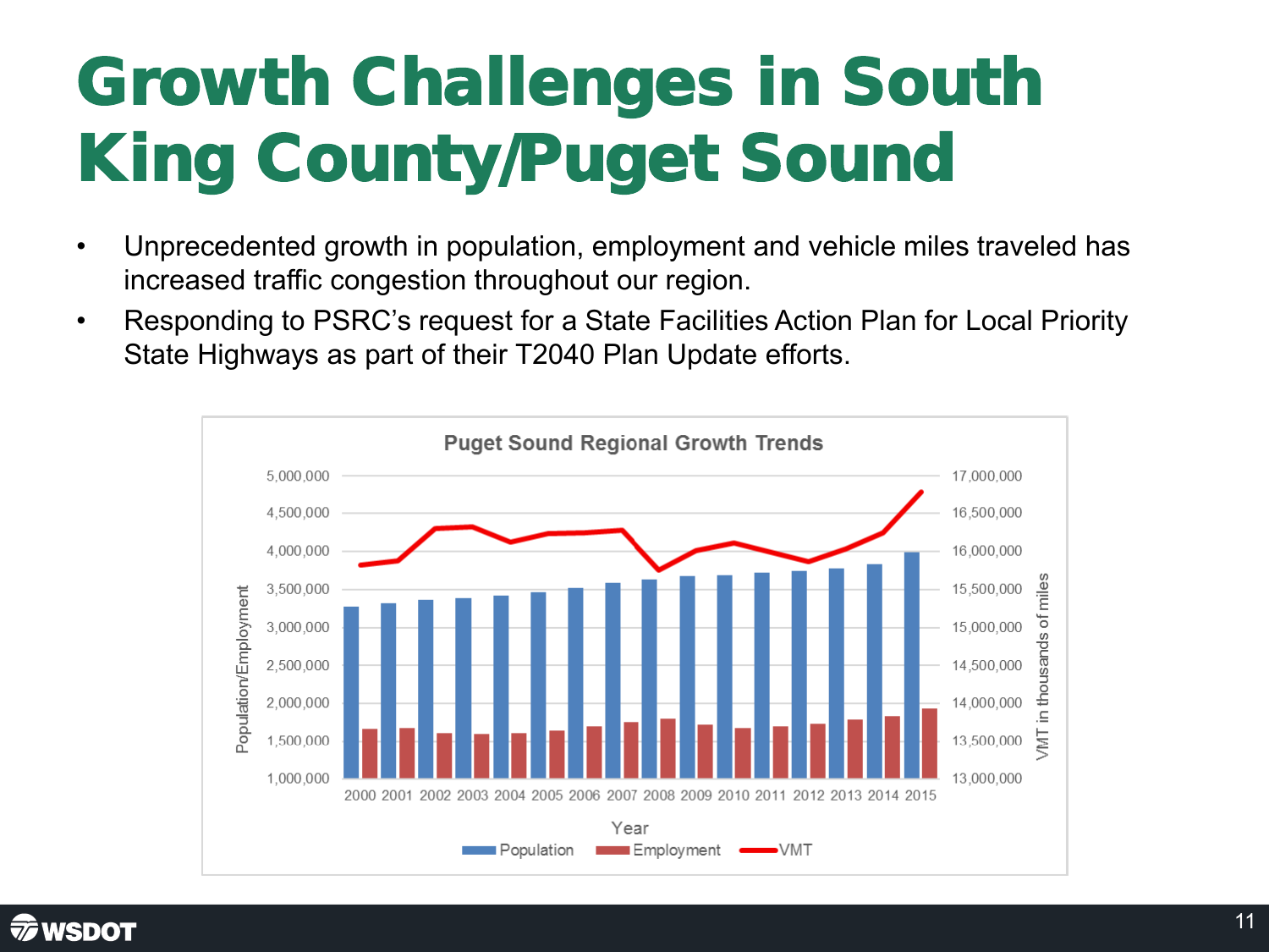# Growth Challenges in South King County/Puget Sound

- Unprecedented growth in population, employment and vehicle miles traveled has increased traffic congestion throughout our region.
- Responding to PSRC's request for a State Facilities Action Plan for Local Priority State Highways as part of their T2040 Plan Update efforts.

**Puget Sound Regional Growth Trends**

Population/Employment | VMT in thousands of miles | Year

Population | Employment | VMT

Years: 2000 2001 2002 2003 2004 2005 2006 2007 2008 2009 2010 2011 2012 2013 2014 2015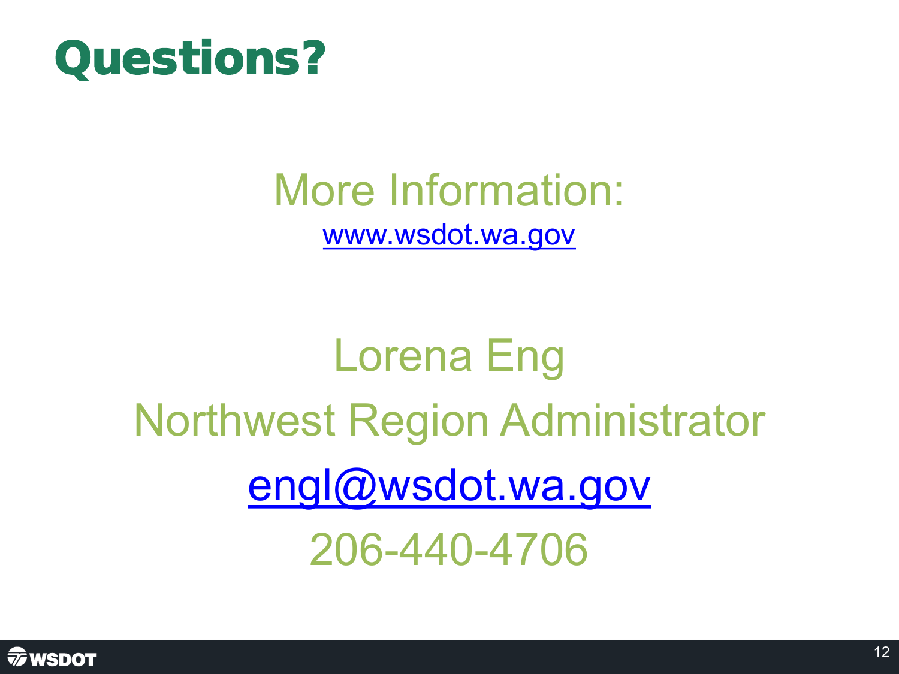# Questions?

More Information:

www.wsdot.wa.gov

Lorena Eng

Northwest Region Administrator

engl@wsdot.wa.gov

206-440-4706